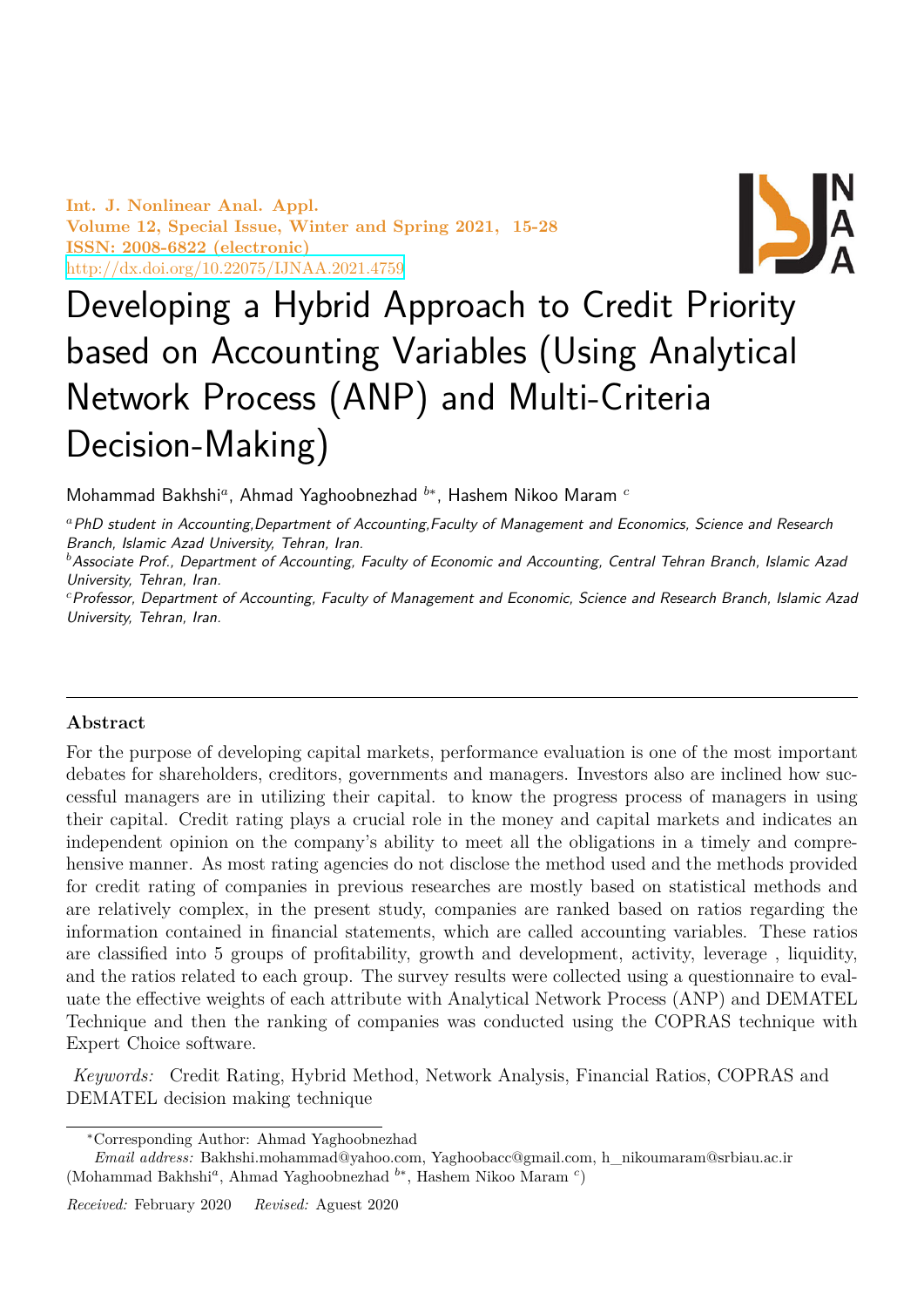# Developing a Hybrid Approach to Credit Priority based on Accounting Variables (Using Analytical Network Process (ANP) and Multi-Criteria Decision-Making)

Mohammad Bakhshi[a], Ahmad Yaghoobnezhad [b*], Hashem Nikoo Maram [c]

[a] *PhD student in Accounting,Department of Accounting,Faculty of Management and Economics, Science and Research Branch, Islamic Azad University, Tehran, Iran.*

[b] *Associate Prof., Department of Accounting, Faculty of Economic and Accounting, Central Tehran Branch, Islamic Azad University, Tehran, Iran.*

[c] *Professor, Department of Accounting, Faculty of Management and Economic, Science and Research Branch, Islamic Azad University, Tehran, Iran.*

---

## Abstract

For the purpose of developing capital markets, performance evaluation is one of the most important debates for shareholders, creditors, governments and managers. Investors also are inclined how successful managers are in utilizing their capital. to know the progress process of managers in using their capital. Credit rating plays a crucial role in the money and capital markets and indicates an independent opinion on the company's ability to meet all the obligations in a timely and comprehensive manner. As most rating agencies do not disclose the method used and the methods provided for credit rating of companies in previous researches are mostly based on statistical methods and are relatively complex, in the present study, companies are ranked based on ratios regarding the information contained in financial statements, which are called accounting variables. These ratios are classified into 5 groups of profitability, growth and development, activity, leverage , liquidity, and the ratios related to each group. The survey results were collected using a questionnaire to evaluate the effective weights of each attribute with Analytical Network Process (ANP) and DEMATEL Technique and then the ranking of companies was conducted using the COPRAS technique with Expert Choice software.

*Keywords:* Credit Rating, Hybrid Method, Network Analysis, Financial Ratios, COPRAS and DEMATEL decision making technique

---

*Corresponding Author: Ahmad Yaghoobnezhad

*Email address:* Bakhshi.mohammad@yahoo.com, Yaghoobacc@gmail.com, h_nikoumaram@srbiau.ac.ir (Mohammad Bakhshi[a], Ahmad Yaghoobnezhad [b*], Hashem Nikoo Maram [c])

*Received:* February 2020 *Revised:* Aguest 2020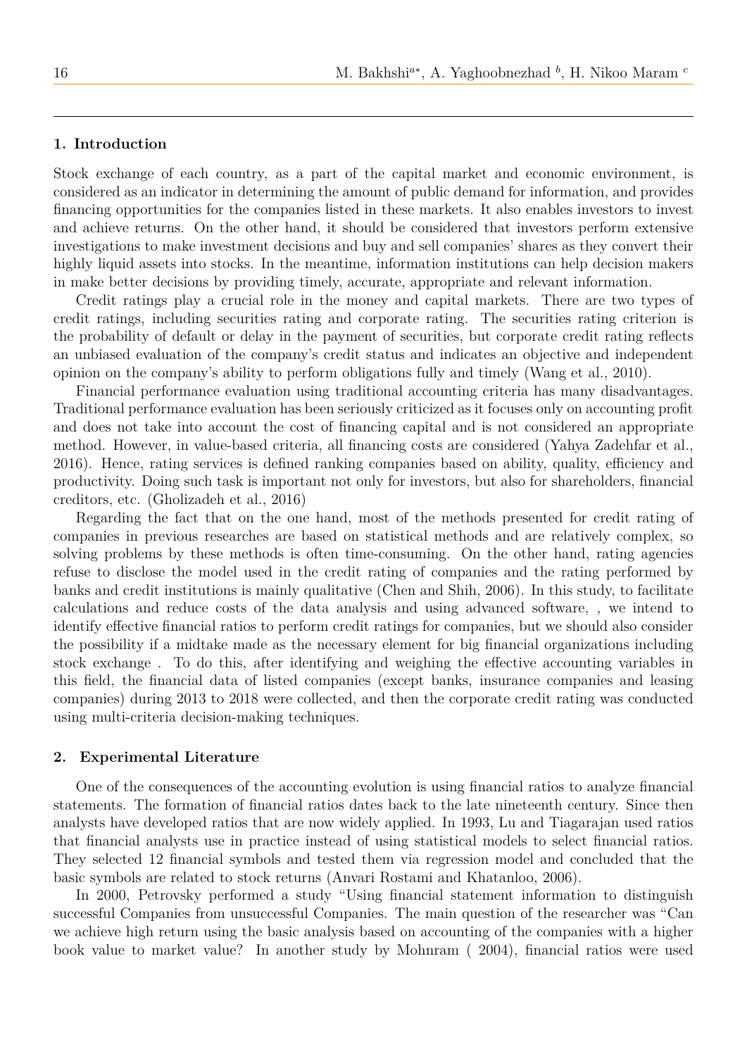## 1. Introduction

Stock exchange of each country, as a part of the capital market and economic environment, is considered as an indicator in determining the amount of public demand for information, and provides financing opportunities for the companies listed in these markets. It also enables investors to invest and achieve returns. On the other hand, it should be considered that investors perform extensive investigations to make investment decisions and buy and sell companies' shares as they convert their highly liquid assets into stocks. In the meantime, information institutions can help decision makers in make better decisions by providing timely, accurate, appropriate and relevant information.

Credit ratings play a crucial role in the money and capital markets. There are two types of credit ratings, including securities rating and corporate rating. The securities rating criterion is the probability of default or delay in the payment of securities, but corporate credit rating reflects an unbiased evaluation of the company's credit status and indicates an objective and independent opinion on the company's ability to perform obligations fully and timely (Wang et al., 2010).

Financial performance evaluation using traditional accounting criteria has many disadvantages. Traditional performance evaluation has been seriously criticized as it focuses only on accounting profit and does not take into account the cost of financing capital and is not considered an appropriate method. However, in value-based criteria, all financing costs are considered (Yahya Zadehfar et al., 2016). Hence, rating services is defined ranking companies based on ability, quality, efficiency and productivity. Doing such task is important not only for investors, but also for shareholders, financial creditors, etc. (Gholizadeh et al., 2016)

Regarding the fact that on the one hand, most of the methods presented for credit rating of companies in previous researches are based on statistical methods and are relatively complex, so solving problems by these methods is often time-consuming. On the other hand, rating agencies refuse to disclose the model used in the credit rating of companies and the rating performed by banks and credit institutions is mainly qualitative (Chen and Shih, 2006). In this study, to facilitate calculations and reduce costs of the data analysis and using advanced software, , we intend to identify effective financial ratios to perform credit ratings for companies, but we should also consider the possibility if a midtake made as the necessary element for big financial organizations including stock exchange . To do this, after identifying and weighing the effective accounting variables in this field, the financial data of listed companies (except banks, insurance companies and leasing companies) during 2013 to 2018 were collected, and then the corporate credit rating was conducted using multi-criteria decision-making techniques.

## 2. Experimental Literature

One of the consequences of the accounting evolution is using financial ratios to analyze financial statements. The formation of financial ratios dates back to the late nineteenth century. Since then analysts have developed ratios that are now widely applied. In 1993, Lu and Tiagarajan used ratios that financial analysts use in practice instead of using statistical models to select financial ratios. They selected 12 financial symbols and tested them via regression model and concluded that the basic symbols are related to stock returns (Anvari Rostami and Khatanloo, 2006).

In 2000, Petrovsky performed a study "Using financial statement information to distinguish successful Companies from unsuccessful Companies. The main question of the researcher was "Can we achieve high return using the basic analysis based on accounting of the companies with a higher book value to market value? In another study by Mohnram ( 2004), financial ratios were used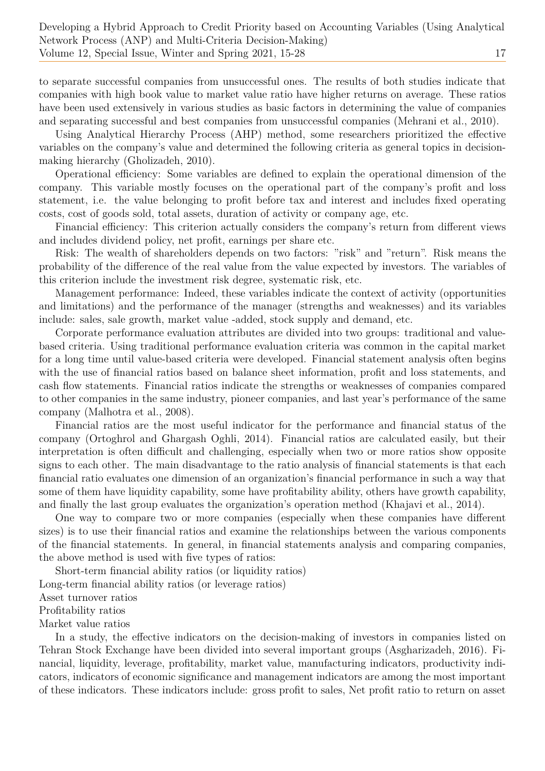to separate successful companies from unsuccessful ones. The results of both studies indicate that companies with high book value to market value ratio have higher returns on average. These ratios have been used extensively in various studies as basic factors in determining the value of companies and separating successful and best companies from unsuccessful companies (Mehrani et al., 2010).

Using Analytical Hierarchy Process (AHP) method, some researchers prioritized the effective variables on the company's value and determined the following criteria as general topics in decision-making hierarchy (Gholizadeh, 2010).

Operational efficiency: Some variables are defined to explain the operational dimension of the company. This variable mostly focuses on the operational part of the company's profit and loss statement, i.e. the value belonging to profit before tax and interest and includes fixed operating costs, cost of goods sold, total assets, duration of activity or company age, etc.

Financial efficiency: This criterion actually considers the company's return from different views and includes dividend policy, net profit, earnings per share etc.

Risk: The wealth of shareholders depends on two factors: "risk" and "return". Risk means the probability of the difference of the real value from the value expected by investors. The variables of this criterion include the investment risk degree, systematic risk, etc.

Management performance: Indeed, these variables indicate the context of activity (opportunities and limitations) and the performance of the manager (strengths and weaknesses) and its variables include: sales, sale growth, market value -added, stock supply and demand, etc.

Corporate performance evaluation attributes are divided into two groups: traditional and value-based criteria. Using traditional performance evaluation criteria was common in the capital market for a long time until value-based criteria were developed. Financial statement analysis often begins with the use of financial ratios based on balance sheet information, profit and loss statements, and cash flow statements. Financial ratios indicate the strengths or weaknesses of companies compared to other companies in the same industry, pioneer companies, and last year's performance of the same company (Malhotra et al., 2008).

Financial ratios are the most useful indicator for the performance and financial status of the company (Ortoghrol and Ghargash Oghli, 2014). Financial ratios are calculated easily, but their interpretation is often difficult and challenging, especially when two or more ratios show opposite signs to each other. The main disadvantage to the ratio analysis of financial statements is that each financial ratio evaluates one dimension of an organization's financial performance in such a way that some of them have liquidity capability, some have profitability ability, others have growth capability, and finally the last group evaluates the organization's operation method (Khajavi et al., 2014).

One way to compare two or more companies (especially when these companies have different sizes) is to use their financial ratios and examine the relationships between the various components of the financial statements. In general, in financial statements analysis and comparing companies, the above method is used with five types of ratios:

Short-term financial ability ratios (or liquidity ratios)
Long-term financial ability ratios (or leverage ratios)
Asset turnover ratios
Profitability ratios
Market value ratios

In a study, the effective indicators on the decision-making of investors in companies listed on Tehran Stock Exchange have been divided into several important groups (Asgharizadeh, 2016). Financial, liquidity, leverage, profitability, market value, manufacturing indicators, productivity indicators, indicators of economic significance and management indicators are among the most important of these indicators. These indicators include: gross profit to sales, Net profit ratio to return on asset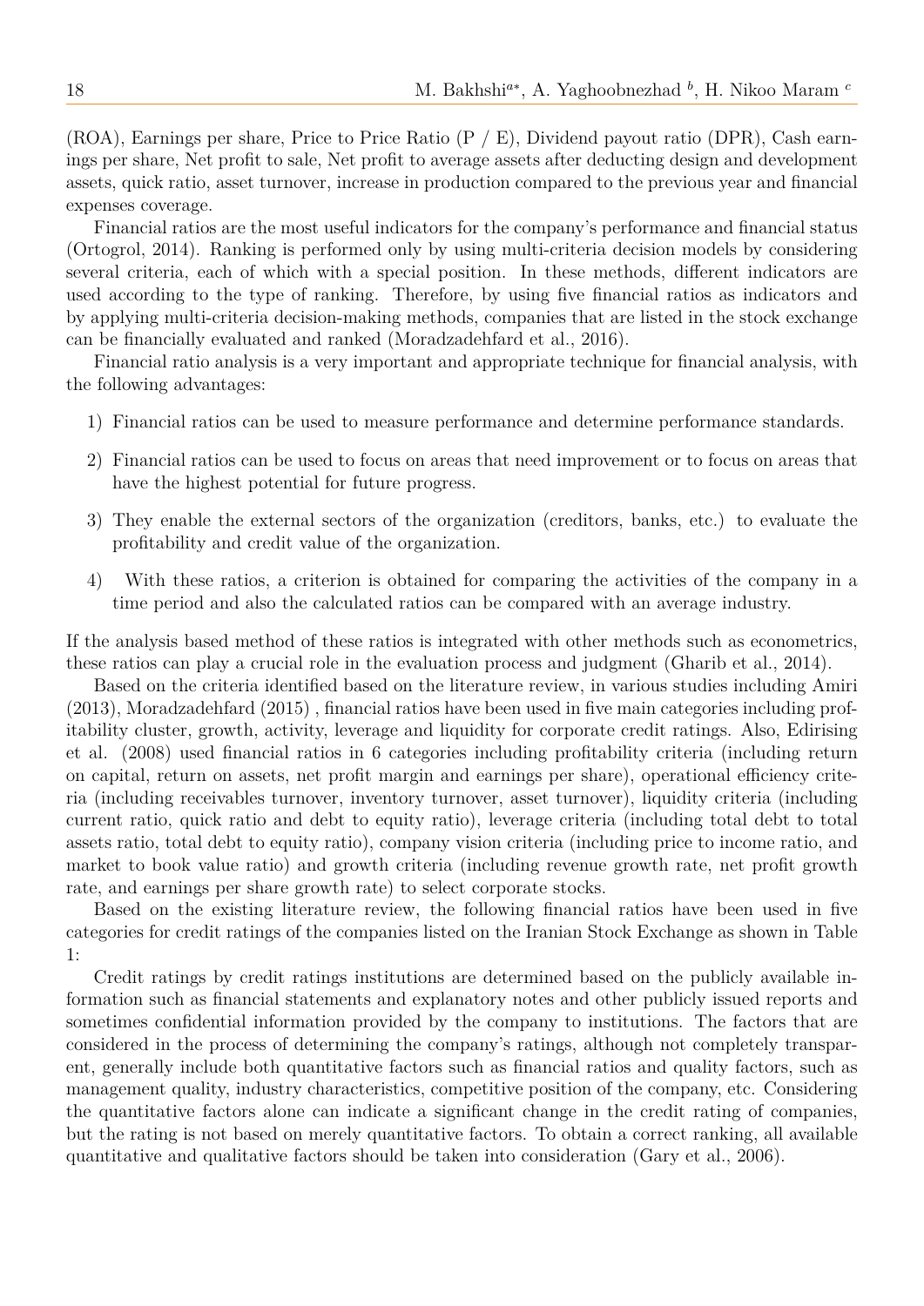(ROA), Earnings per share, Price to Price Ratio (P / E), Dividend payout ratio (DPR), Cash earnings per share, Net profit to sale, Net profit to average assets after deducting design and development assets, quick ratio, asset turnover, increase in production compared to the previous year and financial expenses coverage.

Financial ratios are the most useful indicators for the company's performance and financial status (Ortogrol, 2014). Ranking is performed only by using multi-criteria decision models by considering several criteria, each of which with a special position. In these methods, different indicators are used according to the type of ranking. Therefore, by using five financial ratios as indicators and by applying multi-criteria decision-making methods, companies that are listed in the stock exchange can be financially evaluated and ranked (Moradzadehfard et al., 2016).

Financial ratio analysis is a very important and appropriate technique for financial analysis, with the following advantages:

1) Financial ratios can be used to measure performance and determine performance standards.
2) Financial ratios can be used to focus on areas that need improvement or to focus on areas that have the highest potential for future progress.
3) They enable the external sectors of the organization (creditors, banks, etc.) to evaluate the profitability and credit value of the organization.
4) With these ratios, a criterion is obtained for comparing the activities of the company in a time period and also the calculated ratios can be compared with an average industry.

If the analysis based method of these ratios is integrated with other methods such as econometrics, these ratios can play a crucial role in the evaluation process and judgment (Gharib et al., 2014).

Based on the criteria identified based on the literature review, in various studies including Amiri (2013), Moradzadehfard (2015) , financial ratios have been used in five main categories including profitability cluster, growth, activity, leverage and liquidity for corporate credit ratings. Also, Edirising et al. (2008) used financial ratios in 6 categories including profitability criteria (including return on capital, return on assets, net profit margin and earnings per share), operational efficiency criteria (including receivables turnover, inventory turnover, asset turnover), liquidity criteria (including current ratio, quick ratio and debt to equity ratio), leverage criteria (including total debt to total assets ratio, total debt to equity ratio), company vision criteria (including price to income ratio, and market to book value ratio) and growth criteria (including revenue growth rate, net profit growth rate, and earnings per share growth rate) to select corporate stocks.

Based on the existing literature review, the following financial ratios have been used in five categories for credit ratings of the companies listed on the Iranian Stock Exchange as shown in Table 1:

Credit ratings by credit ratings institutions are determined based on the publicly available information such as financial statements and explanatory notes and other publicly issued reports and sometimes confidential information provided by the company to institutions. The factors that are considered in the process of determining the company's ratings, although not completely transparent, generally include both quantitative factors such as financial ratios and quality factors, such as management quality, industry characteristics, competitive position of the company, etc. Considering the quantitative factors alone can indicate a significant change in the credit rating of companies, but the rating is not based on merely quantitative factors. To obtain a correct ranking, all available quantitative and qualitative factors should be taken into consideration (Gary et al., 2006).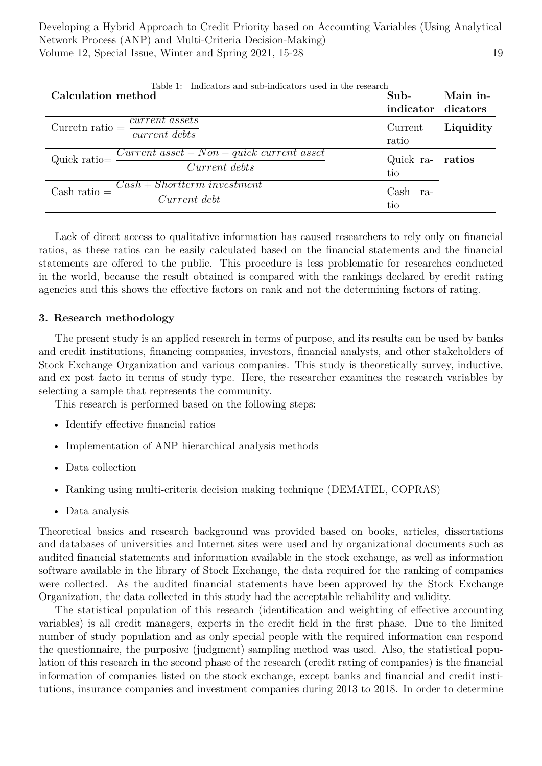Table 1: Indicators and sub-indicators used in the research

| Calculation method | Sub-indicator | Main indicators |
|---|---|---|
| Curretn ratio $= \dfrac{current\ assets}{current\ debts}$ | Current ratio | **Liquidity** |
| Quick ratio$= \dfrac{Current\ asset - Non - quick\ current\ asset}{Current\ debts}$ | Quick ratio | **ratios** |
| Cash ratio $= \dfrac{Cash + Shortterm\ investment}{Current\ debt}$ | Cash ratio | |

Lack of direct access to qualitative information has caused researchers to rely only on financial ratios, as these ratios can be easily calculated based on the financial statements and the financial statements are offered to the public. This procedure is less problematic for researches conducted in the world, because the result obtained is compared with the rankings declared by credit rating agencies and this shows the effective factors on rank and not the determining factors of rating.

### 3. Research methodology

The present study is an applied research in terms of purpose, and its results can be used by banks and credit institutions, financing companies, investors, financial analysts, and other stakeholders of Stock Exchange Organization and various companies. This study is theoretically survey, inductive, and ex post facto in terms of study type. Here, the researcher examines the research variables by selecting a sample that represents the community.

This research is performed based on the following steps:

- Identify effective financial ratios
- Implementation of ANP hierarchical analysis methods
- Data collection
- Ranking using multi-criteria decision making technique (DEMATEL, COPRAS)
- Data analysis

Theoretical basics and research background was provided based on books, articles, dissertations and databases of universities and Internet sites were used and by organizational documents such as audited financial statements and information available in the stock exchange, as well as information software available in the library of Stock Exchange, the data required for the ranking of companies were collected. As the audited financial statements have been approved by the Stock Exchange Organization, the data collected in this study had the acceptable reliability and validity.

The statistical population of this research (identification and weighting of effective accounting variables) is all credit managers, experts in the credit field in the first phase. Due to the limited number of study population and as only special people with the required information can respond the questionnaire, the purposive (judgment) sampling method was used. Also, the statistical population of this research in the second phase of the research (credit rating of companies) is the financial information of companies listed on the stock exchange, except banks and financial and credit institutions, insurance companies and investment companies during 2013 to 2018. In order to determine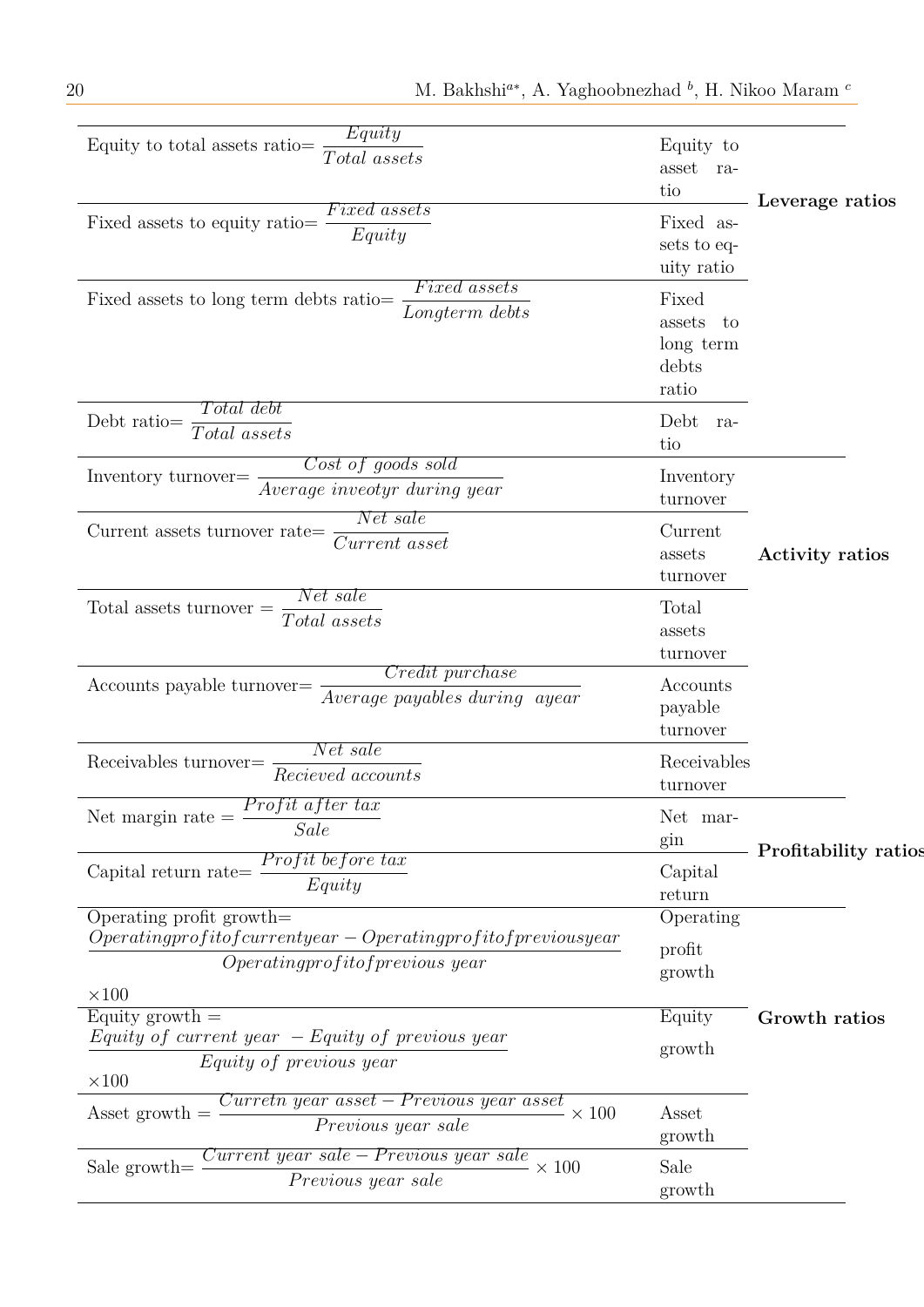| | | |
|---|---|---|
| Equity to total assets ratio= $\frac{Equity}{Total\ assets}$ | Equity to asset ratio | **Leverage ratios** |
| Fixed assets to equity ratio= $\frac{Fixed\ assets}{Equity}$ | Fixed assets to equity ratio | |
| Fixed assets to long term debts ratio= $\frac{Fixed\ assets}{Longterm\ debts}$ | Fixed assets to long term debts ratio | |
| Debt ratio= $\frac{Total\ debt}{Total\ assets}$ | Debt ratio | |
| Inventory turnover= $\frac{Cost\ of\ goods\ sold}{Average\ inveotyr\ during\ year}$ | Inventory turnover | **Activity ratios** |
| Current assets turnover rate= $\frac{Net\ sale}{Current\ asset}$ | Current assets turnover | |
| Total assets turnover = $\frac{Net\ sale}{Total\ assets}$ | Total assets turnover | |
| Accounts payable turnover= $\frac{Credit\ purchase}{Average\ payables\ during\ \ ayear}$ | Accounts payable turnover | |
| Receivables turnover= $\frac{Net\ sale}{Recieved\ accounts}$ | Receivables turnover | |
| Net margin rate = $\frac{Profit\ after\ tax}{Sale}$ | Net margin | **Profitability ratios** |
| Capital return rate= $\frac{Profit\ before\ tax}{Equity}$ | Capital return | |
| Operating profit growth= $\frac{Operating profit of current year - Operating profit of previous year}{Operating profit of previous\ year} \times 100$ | Operating profit growth | **Growth ratios** |
| Equity growth = $\frac{Equity\ of\ current\ year\ \ - Equity\ of\ previous\ year}{Equity\ of\ previous\ year} \times 100$ | Equity growth | |
| Asset growth = $\frac{Curretn\ year\ asset - Previous\ year\ asset}{Previous\ year\ sale} \times 100$ | Asset growth | |
| Sale growth= $\frac{Current\ year\ sale - Previous\ year\ sale}{Previous\ year\ sale} \times 100$ | Sale growth | |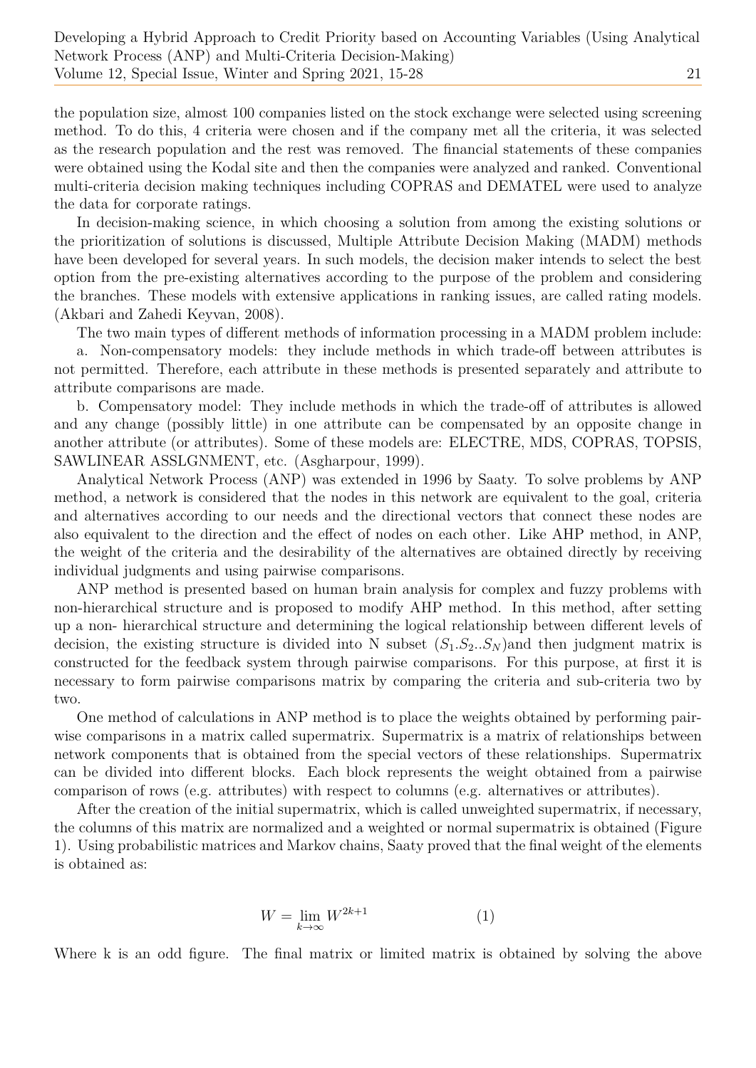the population size, almost 100 companies listed on the stock exchange were selected using screening method. To do this, 4 criteria were chosen and if the company met all the criteria, it was selected as the research population and the rest was removed. The financial statements of these companies were obtained using the Kodal site and then the companies were analyzed and ranked. Conventional multi-criteria decision making techniques including COPRAS and DEMATEL were used to analyze the data for corporate ratings.

In decision-making science, in which choosing a solution from among the existing solutions or the prioritization of solutions is discussed, Multiple Attribute Decision Making (MADM) methods have been developed for several years. In such models, the decision maker intends to select the best option from the pre-existing alternatives according to the purpose of the problem and considering the branches. These models with extensive applications in ranking issues, are called rating models. (Akbari and Zahedi Keyvan, 2008).

The two main types of different methods of information processing in a MADM problem include:

a. Non-compensatory models: they include methods in which trade-off between attributes is not permitted. Therefore, each attribute in these methods is presented separately and attribute to attribute comparisons are made.

b. Compensatory model: They include methods in which the trade-off of attributes is allowed and any change (possibly little) in one attribute can be compensated by an opposite change in another attribute (or attributes). Some of these models are: ELECTRE, MDS, COPRAS, TOPSIS, SAWLINEAR ASSLGNMENT, etc. (Asgharpour, 1999).

Analytical Network Process (ANP) was extended in 1996 by Saaty. To solve problems by ANP method, a network is considered that the nodes in this network are equivalent to the goal, criteria and alternatives according to our needs and the directional vectors that connect these nodes are also equivalent to the direction and the effect of nodes on each other. Like AHP method, in ANP, the weight of the criteria and the desirability of the alternatives are obtained directly by receiving individual judgments and using pairwise comparisons.

ANP method is presented based on human brain analysis for complex and fuzzy problems with non-hierarchical structure and is proposed to modify AHP method. In this method, after setting up a non- hierarchical structure and determining the logical relationship between different levels of decision, the existing structure is divided into N subset ($S_1.S_2..S_N$)and then judgment matrix is constructed for the feedback system through pairwise comparisons. For this purpose, at first it is necessary to form pairwise comparisons matrix by comparing the criteria and sub-criteria two by two.

One method of calculations in ANP method is to place the weights obtained by performing pairwise comparisons in a matrix called supermatrix. Supermatrix is a matrix of relationships between network components that is obtained from the special vectors of these relationships. Supermatrix can be divided into different blocks. Each block represents the weight obtained from a pairwise comparison of rows (e.g. attributes) with respect to columns (e.g. alternatives or attributes).

After the creation of the initial supermatrix, which is called unweighted supermatrix, if necessary, the columns of this matrix are normalized and a weighted or normal supermatrix is obtained (Figure 1). Using probabilistic matrices and Markov chains, Saaty proved that the final weight of the elements is obtained as:

$$W = \lim_{k \to \infty} W^{2k+1} \qquad (1)$$

Where k is an odd figure. The final matrix or limited matrix is obtained by solving the above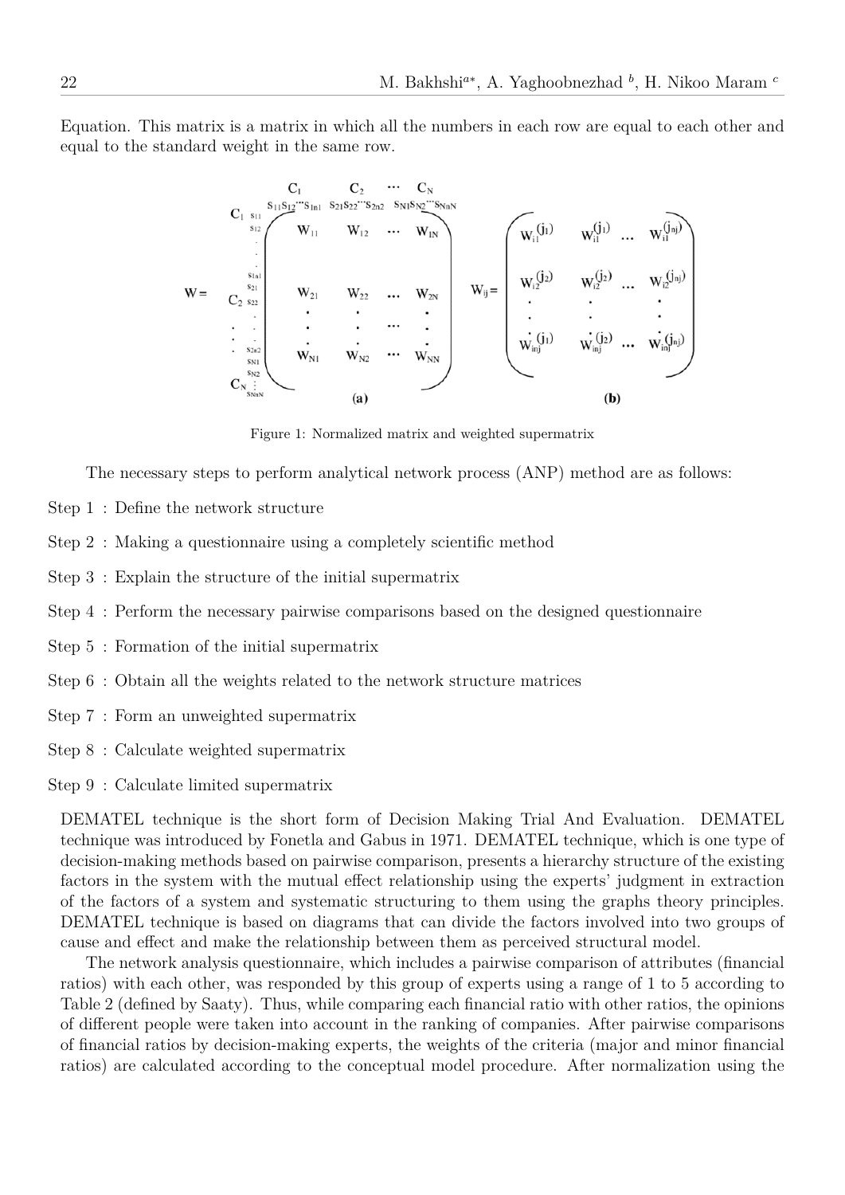Equation. This matrix is a matrix in which all the numbers in each row are equal to each other and equal to the standard weight in the same row.

$$
W = \begin{pmatrix} W_{11} & W_{12} & \cdots & W_{1N} \\ W_{21} & W_{22} & \cdots & W_{2N} \\ \vdots & \vdots & \cdots & \vdots \\ W_{N1} & W_{N2} & \cdots & W_{NN} \end{pmatrix} \quad \text{(a)} \qquad W_{ij} = \begin{pmatrix} W_{i1}^{(j_1)} & W_{i1}^{(j_1)} & \cdots & W_{i1}^{(j_{nj})} \\ W_{i2}^{(j_2)} & W_{i2}^{(j_2)} & \cdots & W_{i2}^{(j_{nj})} \\ \vdots & \vdots & & \vdots \\ W_{inj}^{(j_1)} & W_{inj}^{(j_2)} & \cdots & W_{inj}^{(j_{nj})} \end{pmatrix} \quad \text{(b)}
$$

(In (a), columns are labeled $C_1, C_2, \cdots, C_N$ with sub-elements $s_{11}s_{12}\cdots s_{1n1}$, $s_{21}s_{22}\cdots s_{2n2}$, $s_{N1}s_{N2}\cdots s_{NnN}$; rows are labeled $C_1$: $s_{11}, s_{12}, \ldots, s_{1n1}$; $C_2$: $s_{21}, s_{22}, \ldots, s_{2n2}$; …; $C_N$: $s_{N1}, s_{N2}, \ldots, s_{NnN}$.)

Figure 1: Normalized matrix and weighted supermatrix

The necessary steps to perform analytical network process (ANP) method are as follows:

Step 1 : Define the network structure

Step 2 : Making a questionnaire using a completely scientific method

Step 3 : Explain the structure of the initial supermatrix

Step 4 : Perform the necessary pairwise comparisons based on the designed questionnaire

Step 5 : Formation of the initial supermatrix

Step 6 : Obtain all the weights related to the network structure matrices

Step 7 : Form an unweighted supermatrix

Step 8 : Calculate weighted supermatrix

Step 9 : Calculate limited supermatrix

DEMATEL technique is the short form of Decision Making Trial And Evaluation. DEMATEL technique was introduced by Fonetla and Gabus in 1971. DEMATEL technique, which is one type of decision-making methods based on pairwise comparison, presents a hierarchy structure of the existing factors in the system with the mutual effect relationship using the experts' judgment in extraction of the factors of a system and systematic structuring to them using the graphs theory principles. DEMATEL technique is based on diagrams that can divide the factors involved into two groups of cause and effect and make the relationship between them as perceived structural model.

The network analysis questionnaire, which includes a pairwise comparison of attributes (financial ratios) with each other, was responded by this group of experts using a range of 1 to 5 according to Table 2 (defined by Saaty). Thus, while comparing each financial ratio with other ratios, the opinions of different people were taken into account in the ranking of companies. After pairwise comparisons of financial ratios by decision-making experts, the weights of the criteria (major and minor financial ratios) are calculated according to the conceptual model procedure. After normalization using the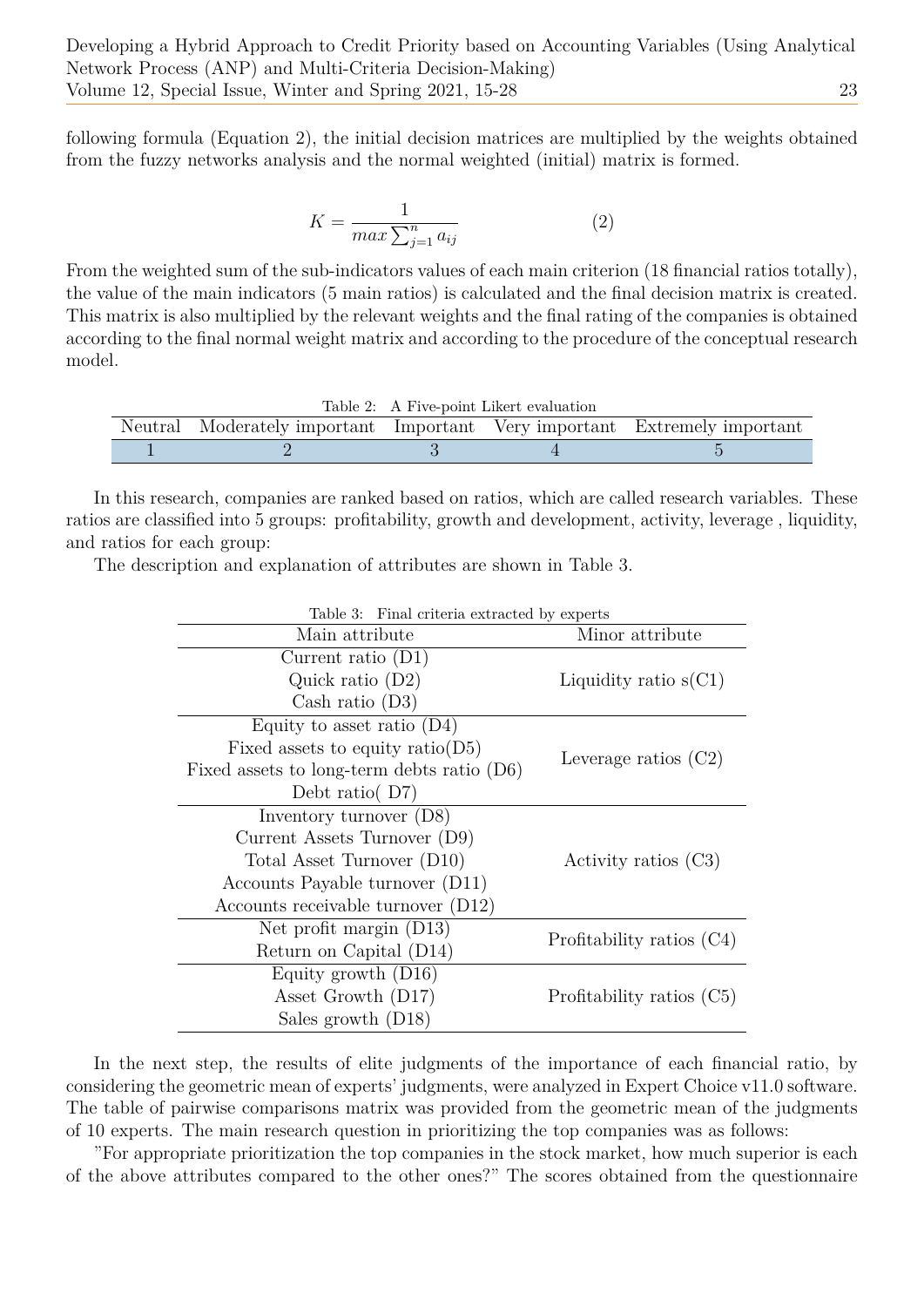following formula (Equation 2), the initial decision matrices are multiplied by the weights obtained from the fuzzy networks analysis and the normal weighted (initial) matrix is formed.

$$K = \frac{1}{max \sum_{j=1}^{n} a_{ij}} \tag{2}$$

From the weighted sum of the sub-indicators values of each main criterion (18 financial ratios totally), the value of the main indicators (5 main ratios) is calculated and the final decision matrix is created. This matrix is also multiplied by the relevant weights and the final rating of the companies is obtained according to the final normal weight matrix and according to the procedure of the conceptual research model.

Table 2: A Five-point Likert evaluation

| Neutral | Moderately important | Important | Very important | Extremely important |
|---|---|---|---|---|
| 1 | 2 | 3 | 4 | 5 |

In this research, companies are ranked based on ratios, which are called research variables. These ratios are classified into 5 groups: profitability, growth and development, activity, leverage , liquidity, and ratios for each group:

The description and explanation of attributes are shown in Table 3.

Table 3: Final criteria extracted by experts

| Main attribute | Minor attribute |
|---|---|
| Current ratio (D1)<br>Quick ratio (D2)<br>Cash ratio (D3) | Liquidity ratio s(C1) |
| Equity to asset ratio (D4)<br>Fixed assets to equity ratio(D5)<br>Fixed assets to long-term debts ratio (D6)<br>Debt ratio( D7) | Leverage ratios (C2) |
| Inventory turnover (D8)<br>Current Assets Turnover (D9)<br>Total Asset Turnover (D10)<br>Accounts Payable turnover (D11)<br>Accounts receivable turnover (D12) | Activity ratios (C3) |
| Net profit margin (D13)<br>Return on Capital (D14) | Profitability ratios (C4) |
| Equity growth (D16)<br>Asset Growth (D17)<br>Sales growth (D18) | Profitability ratios (C5) |

In the next step, the results of elite judgments of the importance of each financial ratio, by considering the geometric mean of experts' judgments, were analyzed in Expert Choice v11.0 software. The table of pairwise comparisons matrix was provided from the geometric mean of the judgments of 10 experts. The main research question in prioritizing the top companies was as follows:

"For appropriate prioritization the top companies in the stock market, how much superior is each of the above attributes compared to the other ones?" The scores obtained from the questionnaire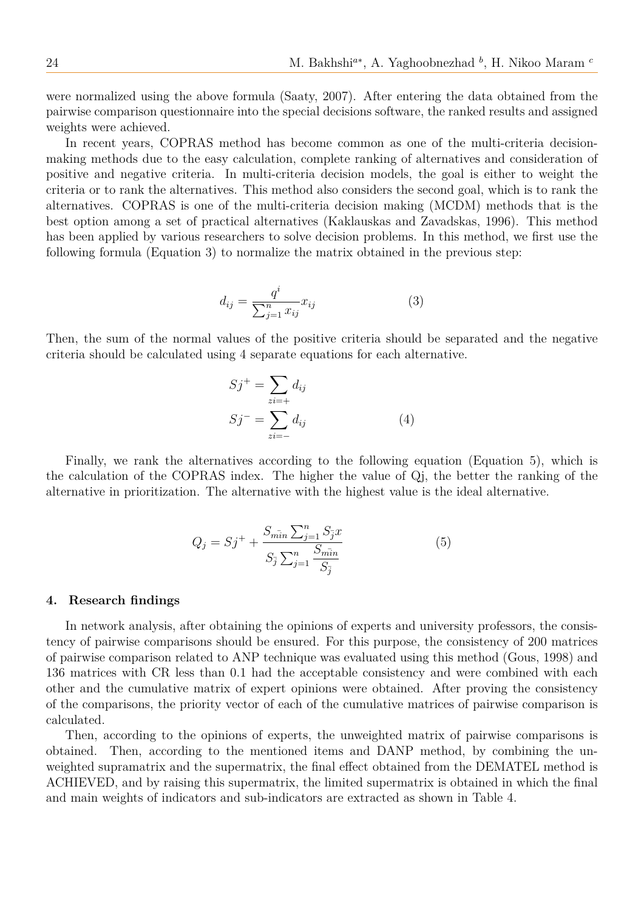were normalized using the above formula (Saaty, 2007). After entering the data obtained from the pairwise comparison questionnaire into the special decisions software, the ranked results and assigned weights were achieved.

In recent years, COPRAS method has become common as one of the multi-criteria decision-making methods due to the easy calculation, complete ranking of alternatives and consideration of positive and negative criteria. In multi-criteria decision models, the goal is either to weight the criteria or to rank the alternatives. This method also considers the second goal, which is to rank the alternatives. COPRAS is one of the multi-criteria decision making (MCDM) methods that is the best option among a set of practical alternatives (Kaklauskas and Zavadskas, 1996). This method has been applied by various researchers to solve decision problems. In this method, we first use the following formula (Equation 3) to normalize the matrix obtained in the previous step:

$$d_{ij} = \frac{q^i}{\sum_{j=1}^{n} x_{ij}} x_{ij} \tag{3}$$

Then, the sum of the normal values of the positive criteria should be separated and the negative criteria should be calculated using 4 separate equations for each alternative.

$$\begin{aligned} Sj^{+} &= \sum_{zi=+} d_{ij} \\ Sj^{-} &= \sum_{zi=-} d_{ij} \end{aligned} \tag{4}$$

Finally, we rank the alternatives according to the following equation (Equation 5), which is the calculation of the COPRAS index. The higher the value of Qj, the better the ranking of the alternative in prioritization. The alternative with the highest value is the ideal alternative.

$$Q_j = Sj^{+} + \frac{S_{\bar{min}} \sum_{j=1}^{n} S_{\bar{j}} x}{S_{\bar{j}} \sum_{j=1}^{n} \frac{S_{\bar{min}}}{S_{\bar{j}}}} \tag{5}$$

## 4. Research findings

In network analysis, after obtaining the opinions of experts and university professors, the consistency of pairwise comparisons should be ensured. For this purpose, the consistency of 200 matrices of pairwise comparison related to ANP technique was evaluated using this method (Gous, 1998) and 136 matrices with CR less than 0.1 had the acceptable consistency and were combined with each other and the cumulative matrix of expert opinions were obtained. After proving the consistency of the comparisons, the priority vector of each of the cumulative matrices of pairwise comparison is calculated.

Then, according to the opinions of experts, the unweighted matrix of pairwise comparisons is obtained. Then, according to the mentioned items and DANP method, by combining the unweighted supramatrix and the supermatrix, the final effect obtained from the DEMATEL method is ACHIEVED, and by raising this supermatrix, the limited supermatrix is obtained in which the final and main weights of indicators and sub-indicators are extracted as shown in Table 4.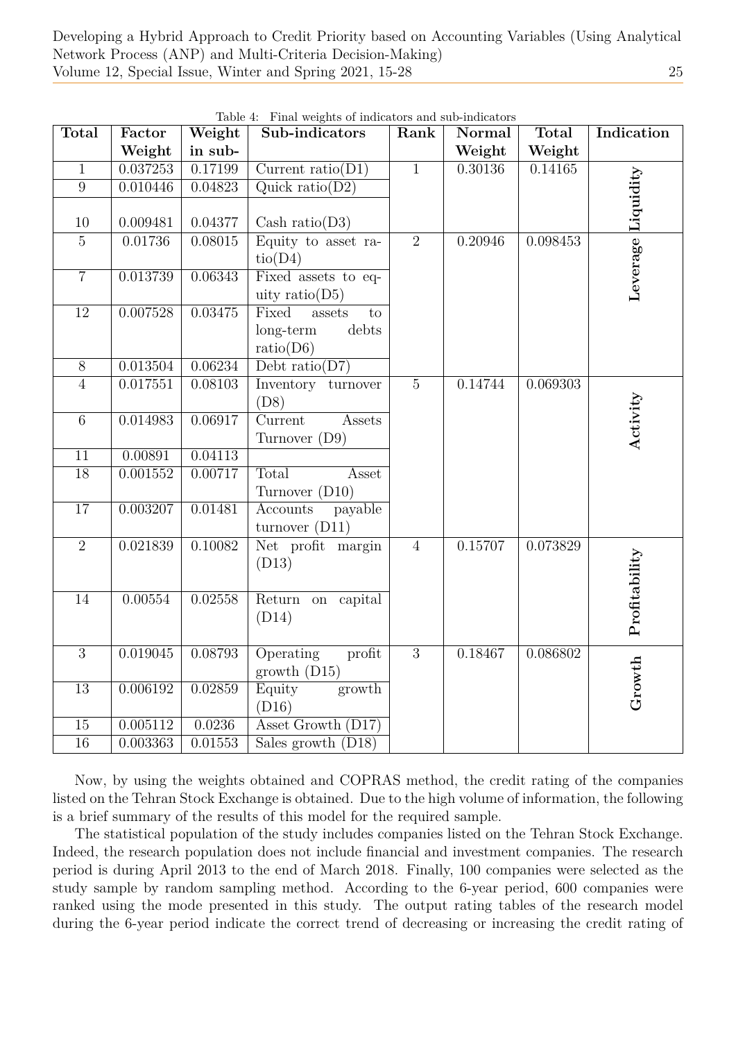Table 4: Final weights of indicators and sub-indicators

| Total | Factor Weight | Weight in sub- | Sub-indicators | Rank | Normal Weight | Total Weight | Indication |
|---|---|---|---|---|---|---|---|
| 1 | 0.037253 | 0.17199 | Current ratio(D1) | 1 | 0.30136 | 0.14165 | Liquidity |
| 9 | 0.010446 | 0.04823 | Quick ratio(D2) | | | | |
| 10 | 0.009481 | 0.04377 | Cash ratio(D3) | | | | |
| 5 | 0.01736 | 0.08015 | Equity to asset ratio(D4) | 2 | 0.20946 | 0.098453 | Leverage |
| 7 | 0.013739 | 0.06343 | Fixed assets to equity ratio(D5) | | | | |
| 12 | 0.007528 | 0.03475 | Fixed assets to long-term debts ratio(D6) | | | | |
| 8 | 0.013504 | 0.06234 | Debt ratio(D7) | | | | |
| 4 | 0.017551 | 0.08103 | Inventory turnover (D8) | 5 | 0.14744 | 0.069303 | Activity |
| 6 | 0.014983 | 0.06917 | Current Assets Turnover (D9) | | | | |
| 11 | 0.00891 | 0.04113 | | | | | |
| 18 | 0.001552 | 0.00717 | Total Asset Turnover (D10) | | | | |
| 17 | 0.003207 | 0.01481 | Accounts payable turnover (D11) | | | | |
| 2 | 0.021839 | 0.10082 | Net profit margin (D13) | 4 | 0.15707 | 0.073829 | Profitability |
| 14 | 0.00554 | 0.02558 | Return on capital (D14) | | | | |
| 3 | 0.019045 | 0.08793 | Operating profit growth (D15) | 3 | 0.18467 | 0.086802 | Growth |
| 13 | 0.006192 | 0.02859 | Equity growth (D16) | | | | |
| 15 | 0.005112 | 0.0236 | Asset Growth (D17) | | | | |
| 16 | 0.003363 | 0.01553 | Sales growth (D18) | | | | |

Now, by using the weights obtained and COPRAS method, the credit rating of the companies listed on the Tehran Stock Exchange is obtained. Due to the high volume of information, the following is a brief summary of the results of this model for the required sample.

The statistical population of the study includes companies listed on the Tehran Stock Exchange. Indeed, the research population does not include financial and investment companies. The research period is during April 2013 to the end of March 2018. Finally, 100 companies were selected as the study sample by random sampling method. According to the 6-year period, 600 companies were ranked using the mode presented in this study. The output rating tables of the research model during the 6-year period indicate the correct trend of decreasing or increasing the credit rating of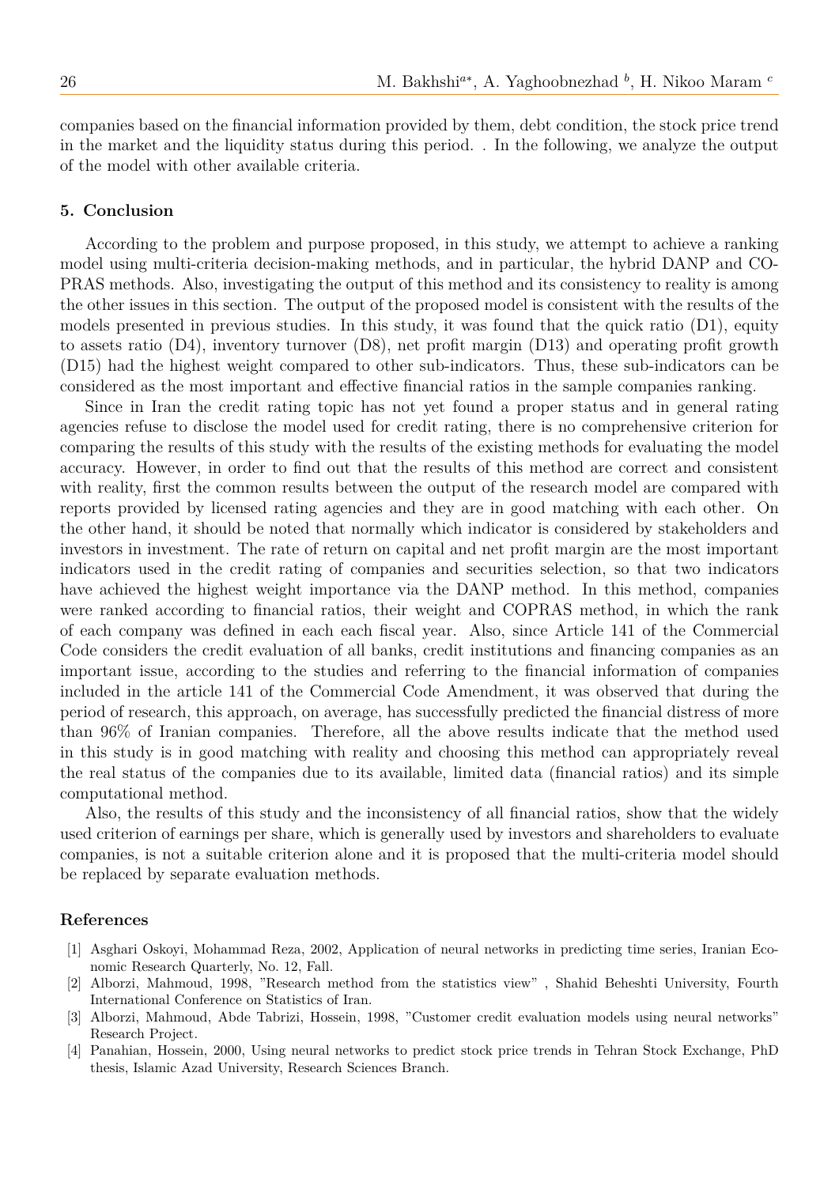companies based on the financial information provided by them, debt condition, the stock price trend in the market and the liquidity status during this period. . In the following, we analyze the output of the model with other available criteria.

## 5. Conclusion

According to the problem and purpose proposed, in this study, we attempt to achieve a ranking model using multi-criteria decision-making methods, and in particular, the hybrid DANP and COPRAS methods. Also, investigating the output of this method and its consistency to reality is among the other issues in this section. The output of the proposed model is consistent with the results of the models presented in previous studies. In this study, it was found that the quick ratio (D1), equity to assets ratio (D4), inventory turnover (D8), net profit margin (D13) and operating profit growth (D15) had the highest weight compared to other sub-indicators. Thus, these sub-indicators can be considered as the most important and effective financial ratios in the sample companies ranking.

Since in Iran the credit rating topic has not yet found a proper status and in general rating agencies refuse to disclose the model used for credit rating, there is no comprehensive criterion for comparing the results of this study with the results of the existing methods for evaluating the model accuracy. However, in order to find out that the results of this method are correct and consistent with reality, first the common results between the output of the research model are compared with reports provided by licensed rating agencies and they are in good matching with each other. On the other hand, it should be noted that normally which indicator is considered by stakeholders and investors in investment. The rate of return on capital and net profit margin are the most important indicators used in the credit rating of companies and securities selection, so that two indicators have achieved the highest weight importance via the DANP method. In this method, companies were ranked according to financial ratios, their weight and COPRAS method, in which the rank of each company was defined in each each fiscal year. Also, since Article 141 of the Commercial Code considers the credit evaluation of all banks, credit institutions and financing companies as an important issue, according to the studies and referring to the financial information of companies included in the article 141 of the Commercial Code Amendment, it was observed that during the period of research, this approach, on average, has successfully predicted the financial distress of more than 96% of Iranian companies. Therefore, all the above results indicate that the method used in this study is in good matching with reality and choosing this method can appropriately reveal the real status of the companies due to its available, limited data (financial ratios) and its simple computational method.

Also, the results of this study and the inconsistency of all financial ratios, show that the widely used criterion of earnings per share, which is generally used by investors and shareholders to evaluate companies, is not a suitable criterion alone and it is proposed that the multi-criteria model should be replaced by separate evaluation methods.

### References

[1] Asghari Oskoyi, Mohammad Reza, 2002, Application of neural networks in predicting time series, Iranian Economic Research Quarterly, No. 12, Fall.

[2] Alborzi, Mahmoud, 1998, "Research method from the statistics view" , Shahid Beheshti University, Fourth International Conference on Statistics of Iran.

[3] Alborzi, Mahmoud, Abde Tabrizi, Hossein, 1998, "Customer credit evaluation models using neural networks" Research Project.

[4] Panahian, Hossein, 2000, Using neural networks to predict stock price trends in Tehran Stock Exchange, PhD thesis, Islamic Azad University, Research Sciences Branch.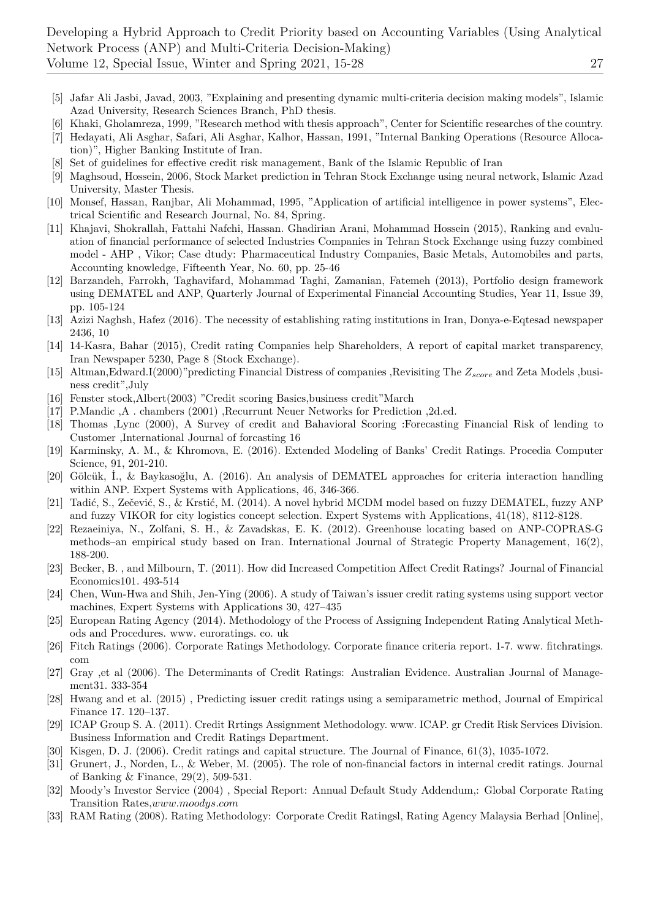[5] Jafar Ali Jasbi, Javad, 2003, "Explaining and presenting dynamic multi-criteria decision making models", Islamic Azad University, Research Sciences Branch, PhD thesis.

[6] Khaki, Gholamreza, 1999, "Research method with thesis approach", Center for Scientific researches of the country.

[7] Hedayati, Ali Asghar, Safari, Ali Asghar, Kalhor, Hassan, 1991, "Internal Banking Operations (Resource Allocation)", Higher Banking Institute of Iran.

[8] Set of guidelines for effective credit risk management, Bank of the Islamic Republic of Iran

[9] Maghsoud, Hossein, 2006, Stock Market prediction in Tehran Stock Exchange using neural network, Islamic Azad University, Master Thesis.

[10] Monsef, Hassan, Ranjbar, Ali Mohammad, 1995, "Application of artificial intelligence in power systems", Electrical Scientific and Research Journal, No. 84, Spring.

[11] Khajavi, Shokrallah, Fattahi Nafchi, Hassan. Ghadirian Arani, Mohammad Hossein (2015), Ranking and evaluation of financial performance of selected Industries Companies in Tehran Stock Exchange using fuzzy combined model - AHP , Vikor; Case dtudy: Pharmaceutical Industry Companies, Basic Metals, Automobiles and parts, Accounting knowledge, Fifteenth Year, No. 60, pp. 25-46

[12] Barzandeh, Farrokh, Taghavifard, Mohammad Taghi, Zamanian, Fatemeh (2013), Portfolio design framework using DEMATEL and ANP, Quarterly Journal of Experimental Financial Accounting Studies, Year 11, Issue 39, pp. 105-124

[13] Azizi Naghsh, Hafez (2016). The necessity of establishing rating institutions in Iran, Donya-e-Eqtesad newspaper 2436, 10

[14] 14-Kasra, Bahar (2015), Credit rating Companies help Shareholders, A report of capital market transparency, Iran Newspaper 5230, Page 8 (Stock Exchange).

[15] Altman,Edward.I(2000)"predicting Financial Distress of companies ,Revisiting The $Z_{score}$ and Zeta Models ,business credit",July

[16] Fenster stock,Albert(2003) "Credit scoring Basics,business credit"March

[17] P.Mandic ,A . chambers (2001) ,Recurrunt Neuer Networks for Prediction ,2d.ed.

[18] Thomas ,Lync (2000), A Survey of credit and Bahavioral Scoring :Forecasting Financial Risk of lending to Customer ,International Journal of forcasting 16

[19] Karminsky, A. M., & Khromova, E. (2016). Extended Modeling of Banks' Credit Ratings. Procedia Computer Science, 91, 201-210.

[20] Gölcük, İ., & Baykasoğlu, A. (2016). An analysis of DEMATEL approaches for criteria interaction handling within ANP. Expert Systems with Applications, 46, 346-366.

[21] Tadić, S., Zečević, S., & Krstić, M. (2014). A novel hybrid MCDM model based on fuzzy DEMATEL, fuzzy ANP and fuzzy VIKOR for city logistics concept selection. Expert Systems with Applications, 41(18), 8112-8128.

[22] Rezaeiniya, N., Zolfani, S. H., & Zavadskas, E. K. (2012). Greenhouse locating based on ANP-COPRAS-G methods–an empirical study based on Iran. International Journal of Strategic Property Management, 16(2), 188-200.

[23] Becker, B. , and Milbourn, T. (2011). How did Increased Competition Affect Credit Ratings? Journal of Financial Economics101. 493-514

[24] Chen, Wun-Hwa and Shih, Jen-Ying (2006). A study of Taiwan's issuer credit rating systems using support vector machines, Expert Systems with Applications 30, 427–435

[25] European Rating Agency (2014). Methodology of the Process of Assigning Independent Rating Analytical Methods and Procedures. www. euroratings. co. uk

[26] Fitch Ratings (2006). Corporate Ratings Methodology. Corporate finance criteria report. 1-7. www. fitchratings. com

[27] Gray ,et al (2006). The Determinants of Credit Ratings: Australian Evidence. Australian Journal of Management31. 333-354

[28] Hwang and et al. (2015) , Predicting issuer credit ratings using a semiparametric method, Journal of Empirical Finance 17. 120–137.

[29] ICAP Group S. A. (2011). Credit Rrtings Assignment Methodology. www. ICAP. gr Credit Risk Services Division. Business Information and Credit Ratings Department.

[30] Kisgen, D. J. (2006). Credit ratings and capital structure. The Journal of Finance, 61(3), 1035-1072.

[31] Grunert, J., Norden, L., & Weber, M. (2005). The role of non-financial factors in internal credit ratings. Journal of Banking & Finance, 29(2), 509-531.

[32] Moody's Investor Service (2004) , Special Report: Annual Default Study Addendum,: Global Corporate Rating Transition Rates,*www.moodys.com*

[33] RAM Rating (2008). Rating Methodology: Corporate Credit Ratingsl, Rating Agency Malaysia Berhad [Online],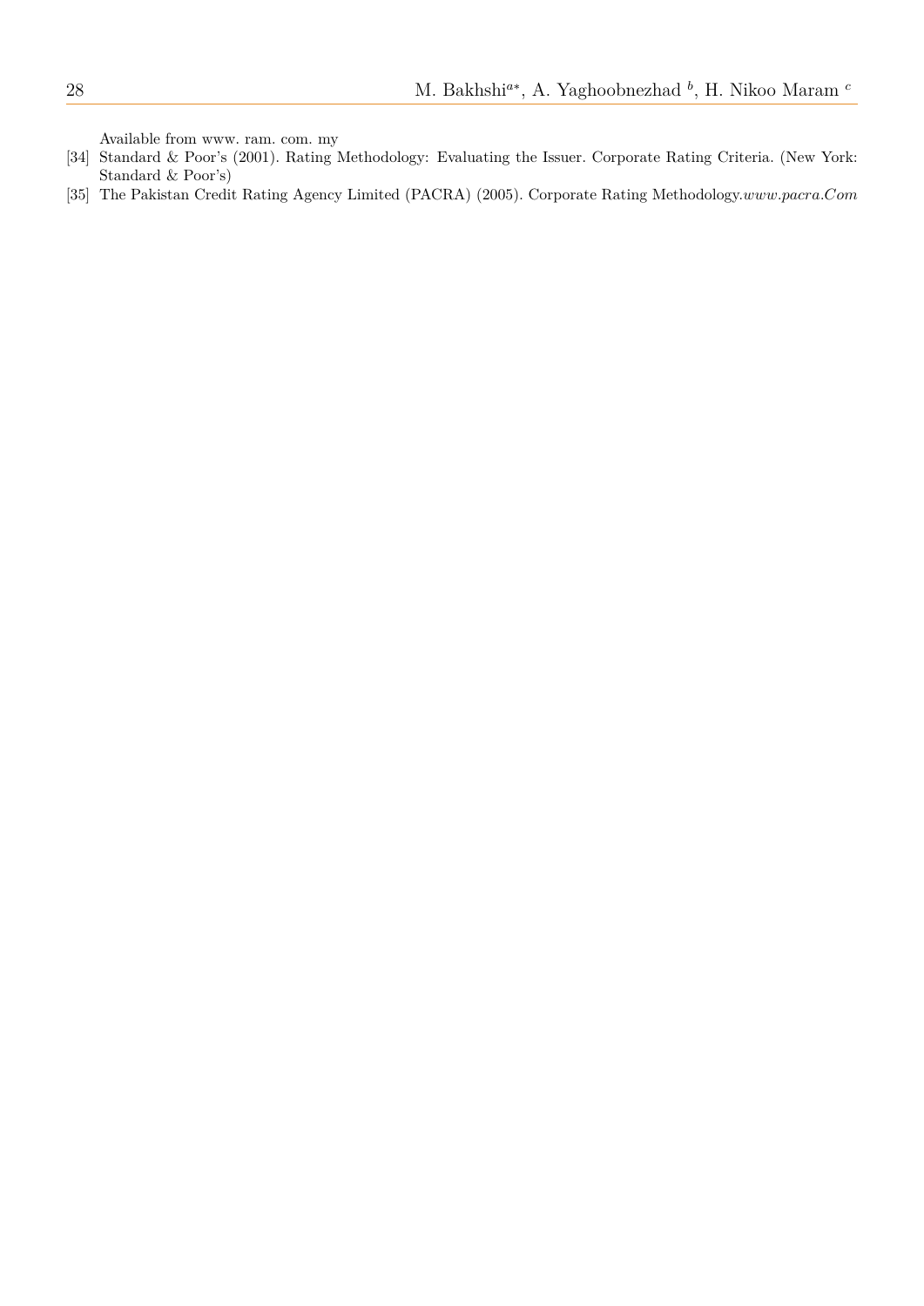Available from www. ram. com. my

[34] Standard & Poor's (2001). Rating Methodology: Evaluating the Issuer. Corporate Rating Criteria. (New York: Standard & Poor's)

[35] The Pakistan Credit Rating Agency Limited (PACRA) (2005). Corporate Rating Methodology.*www.pacra.Com*